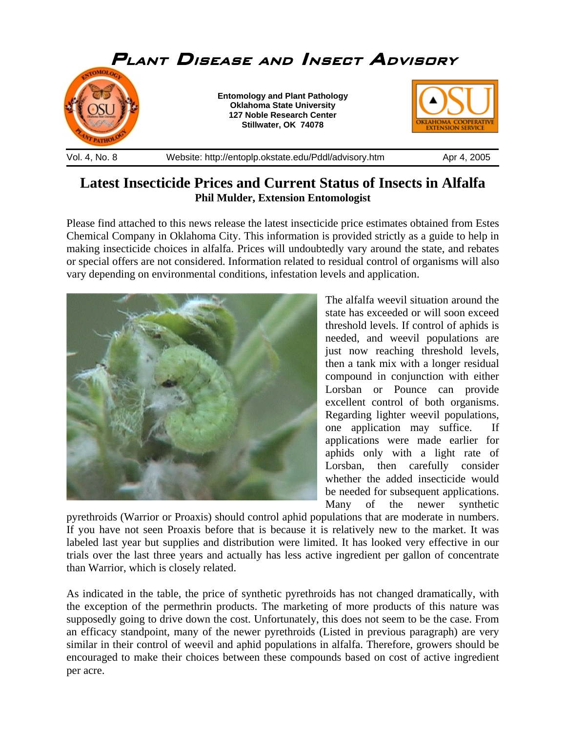# Plant Disease and Insect Advisory

**Entomology and Plant Pathology**
**Oklahoma State University**
**127 Noble Research Center**
**Stillwater, OK 74078**

Vol. 4, No. 8 Website: http://entoplp.okstate.edu/Pddl/advisory.htm Apr 4, 2005

## Latest Insecticide Prices and Current Status of Insects in Alfalfa

**Phil Mulder, Extension Entomologist**

Please find attached to this news release the latest insecticide price estimates obtained from Estes Chemical Company in Oklahoma City. This information is provided strictly as a guide to help in making insecticide choices in alfalfa. Prices will undoubtedly vary around the state, and rebates or special offers are not considered. Information related to residual control of organisms will also vary depending on environmental conditions, infestation levels and application.

The alfalfa weevil situation around the state has exceeded or will soon exceed threshold levels. If control of aphids is needed, and weevil populations are just now reaching threshold levels, then a tank mix with a longer residual compound in conjunction with either Lorsban or Pounce can provide excellent control of both organisms. Regarding lighter weevil populations, one application may suffice. If applications were made earlier for aphids only with a light rate of Lorsban, then carefully consider whether the added insecticide would be needed for subsequent applications. Many of the newer synthetic pyrethroids (Warrior or Proaxis) should control aphid populations that are moderate in numbers. If you have not seen Proaxis before that is because it is relatively new to the market. It was labeled last year but supplies and distribution were limited. It has looked very effective in our trials over the last three years and actually has less active ingredient per gallon of concentrate than Warrior, which is closely related.

As indicated in the table, the price of synthetic pyrethroids has not changed dramatically, with the exception of the permethrin products. The marketing of more products of this nature was supposedly going to drive down the cost. Unfortunately, this does not seem to be the case. From an efficacy standpoint, many of the newer pyrethroids (Listed in previous paragraph) are very similar in their control of weevil and aphid populations in alfalfa. Therefore, growers should be encouraged to make their choices between these compounds based on cost of active ingredient per acre.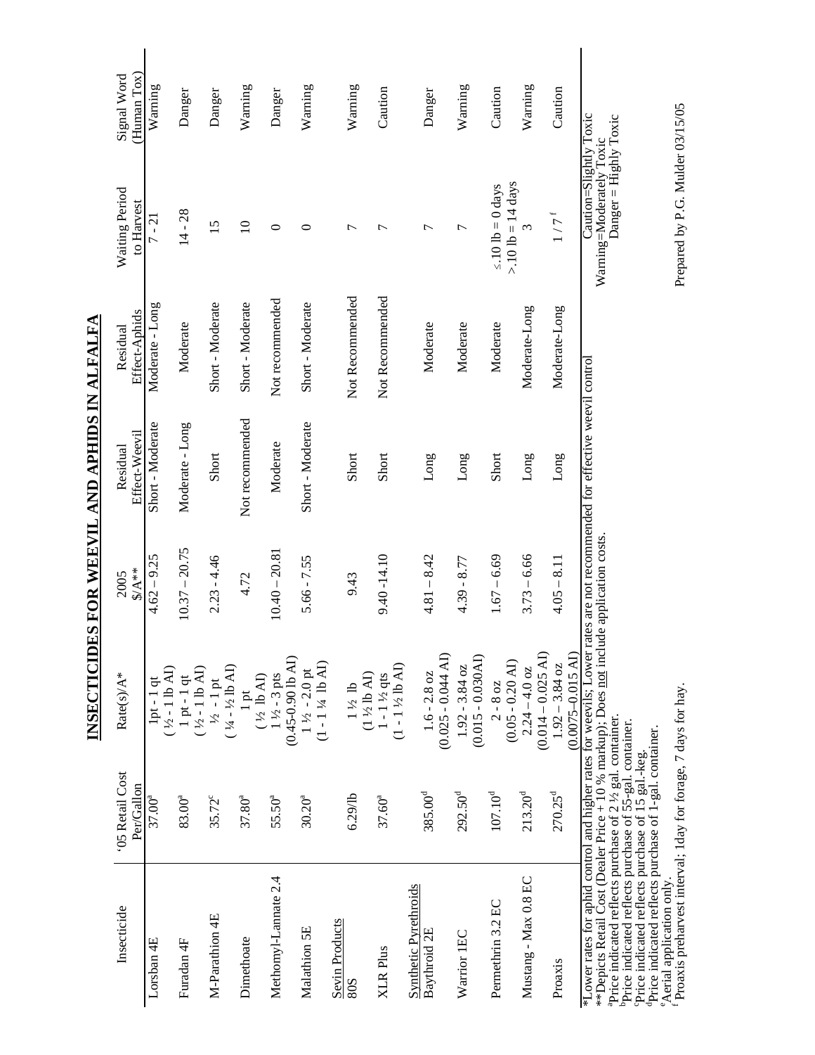# INSECTICIDES FOR WEEVIL AND APHIDS IN ALFALFA

| Insecticide | '05 Retail Cost Per/Gallon | Rate(s)/A* | 2005 $/A** | Residual Effect-Weevil | Residual Effect-Aphids | Waiting Period to Harvest | Signal Word (Human Tox) |
|---|---|---|---|---|---|---|---|
| Lorsban 4E | 37.00[a] | 1pt - 1 qt (½ - 1 lb AI) | 4.62 – 9.25 | Short - Moderate | Moderate - Long | 7 - 21 | Warning |
| Furadan 4F | 83.00[a] | 1 pt - 1 qt (½ - 1 lb AI) | 10.37 – 20.75 | Moderate - Long | Moderate | 14 - 28 | Danger |
| M-Parathion 4E | 35.72[c] | ½ - 1 pt (¼ - ½ lb AI) | 2.23 - 4.46 | Short | Short - Moderate | 15 | Danger |
| Dimethoate | 37.80[a] | 1 pt (½ lb AI) | 4.72 | Not recommended | Short - Moderate | 10 | Warning |
| Methomyl-Lannate 2.4 | 55.50[a] | 1 ½ - 3 pts (0.45-0.90 lb AI) | 10.40 – 20.81 | Moderate | Not recommended | 0 | Danger |
| Malathion 5E | 30.20[a] | 1 ½ - 2.0 pt (1 - 1 ¼ lb AI) | 5.66 - 7.55 | Short - Moderate | Short - Moderate | 0 | Warning |
| Sevin Products | | | | | | | |
| 80S | 6.29/lb | 1 ½ lb (1 ½ lb AI) | 9.43 | Short | Not Recommended | 7 | Warning |
| XLR Plus | 37.60[a] | 1 - 1 ½ qts (1 - 1 ½ lb AI) | 9.40 -14.10 | Short | Not Recommended | 7 | Caution |
| Synthetic Pyrethroids | | | | | | | |
| Baythroid 2E | 385.00[d] | 1.6 - 2.8 oz (0.025 - 0.044 AI) | 4.81 – 8.42 | Long | Moderate | 7 | Danger |
| Warrior 1EC | 292.50[d] | 1.92 - 3.84 oz (0.015 - 0.030AI) | 4.39 - 8.77 | Long | Moderate | 7 | Warning |
| Permethrin 3.2 EC | 107.10[d] | 2 - 8 oz (0.05 - 0.20 AI) | 1.67 – 6.69 | Short | Moderate | ≤.10 lb = 0 days >.10 lb = 14 days | Caution |
| Mustang - Max 0.8 EC | 213.20[d] | 2.24 – 4.0 oz (0.014 – 0.025 AI) | 3.73 – 6.66 | Long | Moderate-Long | 3 | Warning |
| Proaxis | 270.25[d] | 1.92 – 3.84 oz (0.0075–0.015 AI) | 4.05 – 8.11 | Long | Moderate-Long | 1 / 7[f] | Caution |

*Lower rates for aphid control and higher rates for weevils; Lower rates are not recommended for effective weevil control
**Depicts Retail Cost (Dealer Price + 10 % markup); Does not include application costs.
[a]Price indicated reflects purchase of 2 ½ gal. container.
[b]Price indicated reflects purchase of 55-gal. container.
[c]Price indicated reflects purchase of 15 gal.-keg.
[d]Price indicated reflects purchase of 1-gal. container.
[e]Aerial application only.
[f] Proaxis preharvest interval; 1day for forage, 7 days for hay.

Caution=Slightly Toxic
Warning=Moderately Toxic
Danger = Highly Toxic

Prepared by P.G. Mulder 03/15/05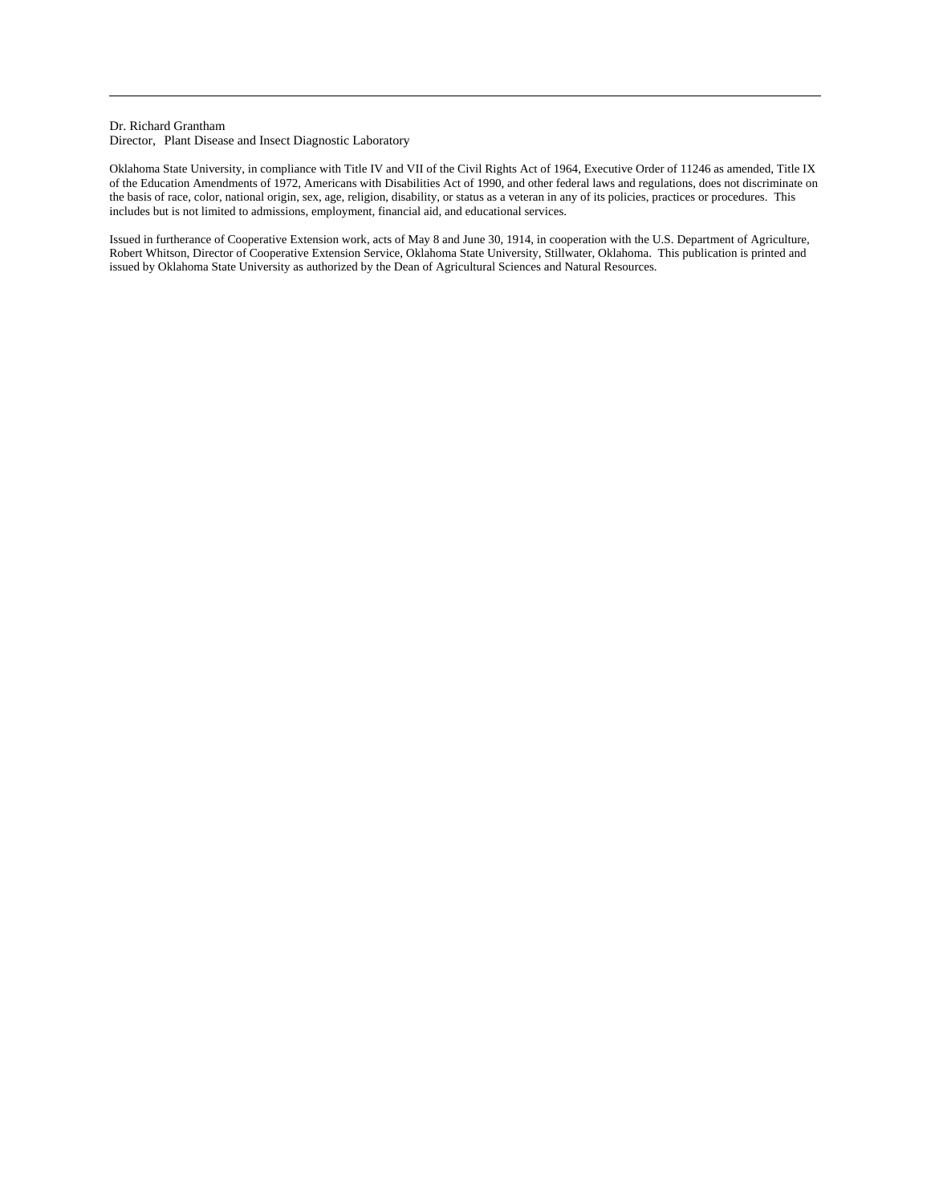---

Dr. Richard Grantham
Director, Plant Disease and Insect Diagnostic Laboratory

Oklahoma State University, in compliance with Title IV and VII of the Civil Rights Act of 1964, Executive Order of 11246 as amended, Title IX of the Education Amendments of 1972, Americans with Disabilities Act of 1990, and other federal laws and regulations, does not discriminate on the basis of race, color, national origin, sex, age, religion, disability, or status as a veteran in any of its policies, practices or procedures. This includes but is not limited to admissions, employment, financial aid, and educational services.

Issued in furtherance of Cooperative Extension work, acts of May 8 and June 30, 1914, in cooperation with the U.S. Department of Agriculture, Robert Whitson, Director of Cooperative Extension Service, Oklahoma State University, Stillwater, Oklahoma. This publication is printed and issued by Oklahoma State University as authorized by the Dean of Agricultural Sciences and Natural Resources.